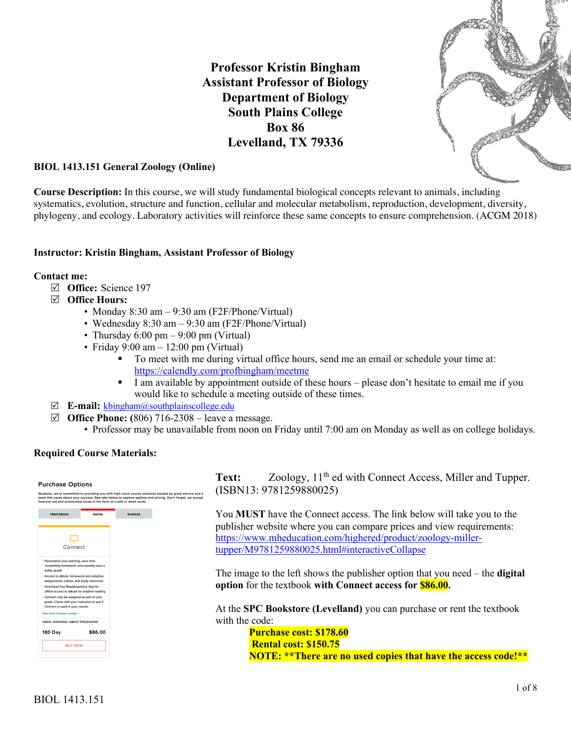# Professor Kristin Bingham
## Assistant Professor of Biology
## Department of Biology
## South Plains College
## Box 86
## Levelland, TX 79336

**BIOL 1413.151 General Zoology (Online)**

**Course Description:** In this course, we will study fundamental biological concepts relevant to animals, including systematics, evolution, structure and function, cellular and molecular metabolism, reproduction, development, diversity, phylogeny, and ecology. Laboratory activities will reinforce these same concepts to ensure comprehension. (ACGM 2018)

**Instructor: Kristin Bingham, Assistant Professor of Biology**

**Contact me:**

- ☑ **Office:** Science 197
- ☑ **Office Hours:**
  - Monday 8:30 am – 9:30 am (F2F/Phone/Virtual)
  - Wednesday 8:30 am – 9:30 am (F2F/Phone/Virtual)
  - Thursday 6:00 pm – 9:00 pm (Virtual)
  - Friday 9:00 am – 12:00 pm (Virtual)
    - To meet with me during virtual office hours, send me an email or schedule your time at: https://calendly.com/profbingham/meetme
    - I am available by appointment outside of these hours – please don't hesitate to email me if you would like to schedule a meeting outside of these times.
- ☑ **E-mail:** kbingham@southplainscollege.edu
- ☑ **Office Phone:** (806) 716-2308 – leave a message.
  - Professor may be unavailable from noon on Friday until 7:00 am on Monday as well as on college holidays.

**Required Course Materials:**

**Text:** Zoology, 11th ed with Connect Access, Miller and Tupper. (ISBN13: 9781259880025)

You **MUST** have the Connect access. The link below will take you to the publisher website where you can compare prices and view requirements: https://www.mheducation.com/highered/product/zoology-miller-tupper/M9781259880025.html#interactiveCollapse

The image to the left shows the publisher option that you need – the **digital option** for the textbook **with Connect access for $86.00.**

At the **SPC Bookstore (Levelland)** you can purchase or rent the textbook with the code:

**Purchase cost: $178.60**
**Rental cost: $150.75**
**NOTE: **There are no used copies that have the access code!****

BIOL 1413.151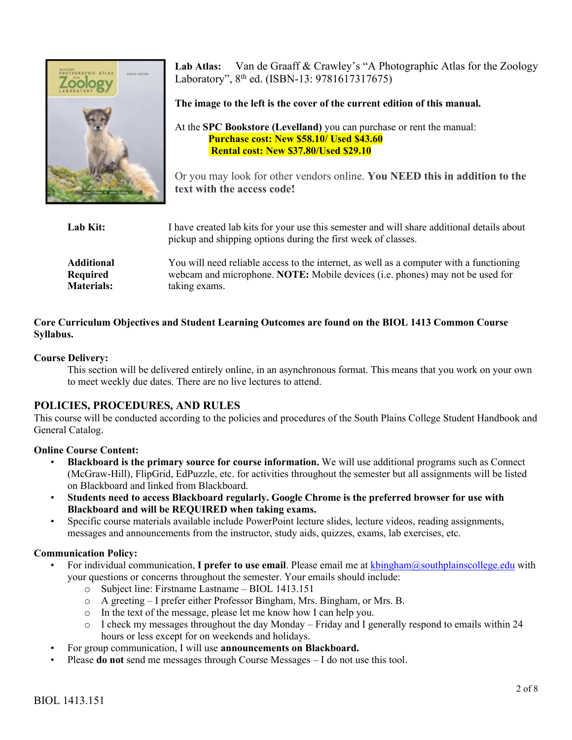**Lab Atlas:** Van de Graaff & Crawley's "A Photographic Atlas for the Zoology Laboratory", 8th ed. (ISBN-13: 9781617317675)

**The image to the left is the cover of the current edition of this manual.**

At the **SPC Bookstore (Levelland)** you can purchase or rent the manual:

**Purchase cost: New $58.10/ Used $43.60**
**Rental cost: New $37.80/Used $29.10**

Or you may look for other vendors online. **You NEED this in addition to the text with the access code!**

**Lab Kit:** I have created lab kits for your use this semester and will share additional details about pickup and shipping options during the first week of classes.

**Additional Required Materials:** You will need reliable access to the internet, as well as a computer with a functioning webcam and microphone. **NOTE:** Mobile devices (i.e. phones) may not be used for taking exams.

**Core Curriculum Objectives and Student Learning Outcomes are found on the BIOL 1413 Common Course Syllabus.**

**Course Delivery:**

This section will be delivered entirely online, in an asynchronous format. This means that you work on your own to meet weekly due dates. There are no live lectures to attend.

## POLICIES, PROCEDURES, AND RULES

This course will be conducted according to the policies and procedures of the South Plains College Student Handbook and General Catalog.

**Online Course Content:**

- **Blackboard is the primary source for course information.** We will use additional programs such as Connect (McGraw-Hill), FlipGrid, EdPuzzle, etc. for activities throughout the semester but all assignments will be listed on Blackboard and linked from Blackboard.
- **Students need to access Blackboard regularly. Google Chrome is the preferred browser for use with Blackboard and will be REQUIRED when taking exams.**
- Specific course materials available include PowerPoint lecture slides, lecture videos, reading assignments, messages and announcements from the instructor, study aids, quizzes, exams, lab exercises, etc.

**Communication Policy:**

- For individual communication, **I prefer to use email**. Please email me at kbingham@southplainscollege.edu with your questions or concerns throughout the semester. Your emails should include:
  - Subject line: Firstname Lastname – BIOL 1413.151
  - A greeting – I prefer either Professor Bingham, Mrs. Bingham, or Mrs. B.
  - In the text of the message, please let me know how I can help you.
  - I check my messages throughout the day Monday – Friday and I generally respond to emails within 24 hours or less except for on weekends and holidays.
- For group communication, I will use **announcements on Blackboard.**
- Please **do not** send me messages through Course Messages – I do not use this tool.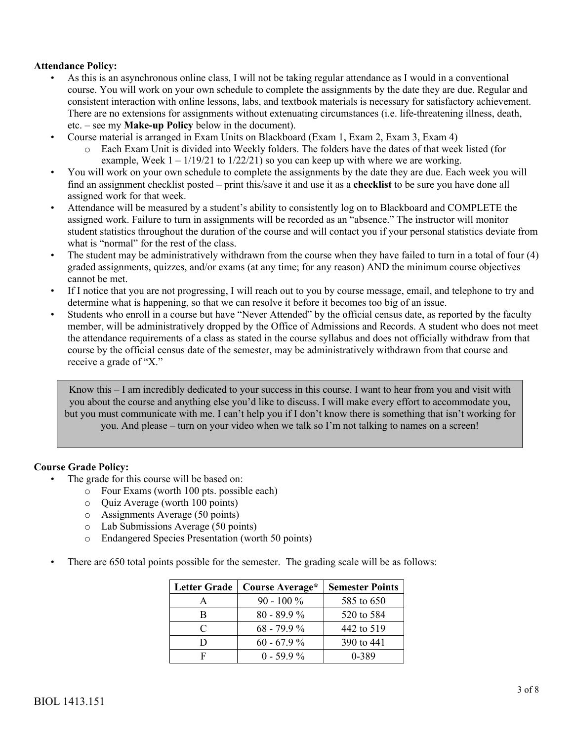**Attendance Policy:**

- As this is an asynchronous online class, I will not be taking regular attendance as I would in a conventional course. You will work on your own schedule to complete the assignments by the date they are due. Regular and consistent interaction with online lessons, labs, and textbook materials is necessary for satisfactory achievement. There are no extensions for assignments without extenuating circumstances (i.e. life-threatening illness, death, etc. – see my **Make-up Policy** below in the document).
- Course material is arranged in Exam Units on Blackboard (Exam 1, Exam 2, Exam 3, Exam 4)
    - Each Exam Unit is divided into Weekly folders. The folders have the dates of that week listed (for example, Week 1 – 1/19/21 to 1/22/21) so you can keep up with where we are working.
- You will work on your own schedule to complete the assignments by the date they are due. Each week you will find an assignment checklist posted – print this/save it and use it as a **checklist** to be sure you have done all assigned work for that week.
- Attendance will be measured by a student's ability to consistently log on to Blackboard and COMPLETE the assigned work. Failure to turn in assignments will be recorded as an "absence." The instructor will monitor student statistics throughout the duration of the course and will contact you if your personal statistics deviate from what is "normal" for the rest of the class.
- The student may be administratively withdrawn from the course when they have failed to turn in a total of four (4) graded assignments, quizzes, and/or exams (at any time; for any reason) AND the minimum course objectives cannot be met.
- If I notice that you are not progressing, I will reach out to you by course message, email, and telephone to try and determine what is happening, so that we can resolve it before it becomes too big of an issue.
- Students who enroll in a course but have "Never Attended" by the official census date, as reported by the faculty member, will be administratively dropped by the Office of Admissions and Records. A student who does not meet the attendance requirements of a class as stated in the course syllabus and does not officially withdraw from that course by the official census date of the semester, may be administratively withdrawn from that course and receive a grade of "X."

> Know this – I am incredibly dedicated to your success in this course. I want to hear from you and visit with you about the course and anything else you'd like to discuss. I will make every effort to accommodate you, but you must communicate with me. I can't help you if I don't know there is something that isn't working for you. And please – turn on your video when we talk so I'm not talking to names on a screen!

**Course Grade Policy:**

- The grade for this course will be based on:
    - Four Exams (worth 100 pts. possible each)
    - Quiz Average (worth 100 points)
    - Assignments Average (50 points)
    - Lab Submissions Average (50 points)
    - Endangered Species Presentation (worth 50 points)
- There are 650 total points possible for the semester. The grading scale will be as follows:

| Letter Grade | Course Average* | Semester Points |
|---|---|---|
| A | 90 - 100 % | 585 to 650 |
| B | 80 - 89.9 % | 520 to 584 |
| C | 68 - 79.9 % | 442 to 519 |
| D | 60 - 67.9 % | 390 to 441 |
| F | 0 - 59.9 % | 0-389 |

BIOL 1413.151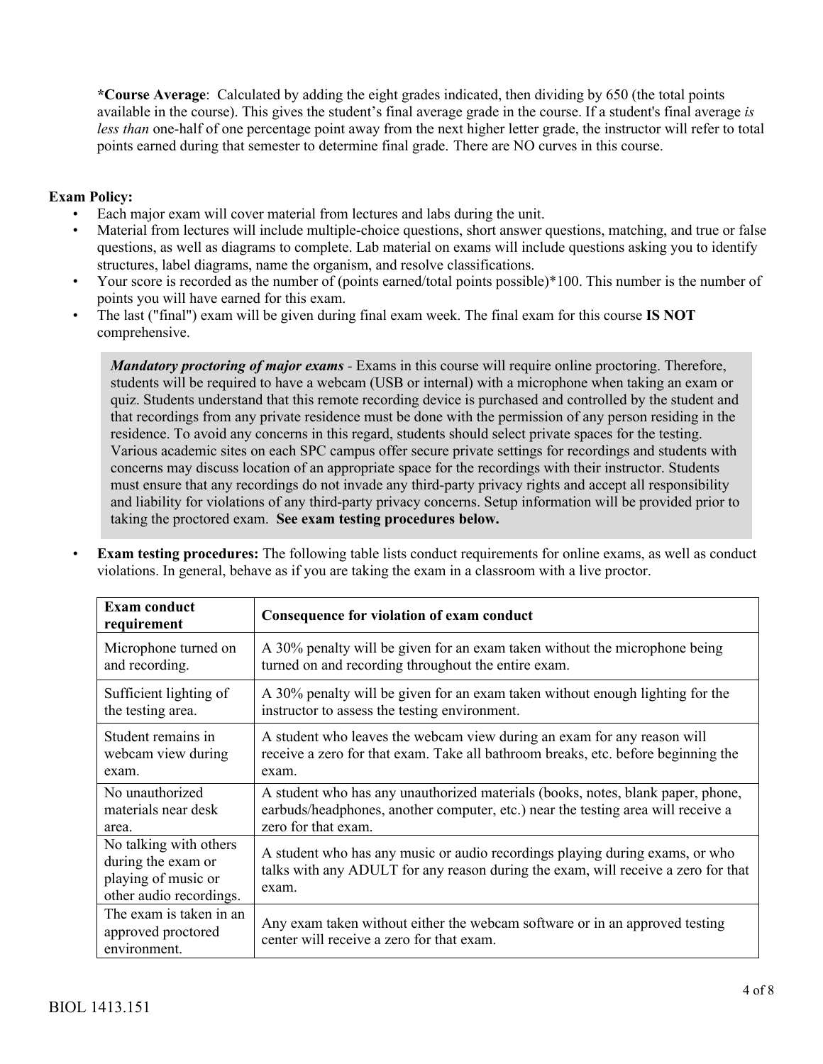***Course Average**: Calculated by adding the eight grades indicated, then dividing by 650 (the total points available in the course). This gives the student's final average grade in the course. If a student's final average *is less than* one-half of one percentage point away from the next higher letter grade, the instructor will refer to total points earned during that semester to determine final grade. There are NO curves in this course.

**Exam Policy:**

- Each major exam will cover material from lectures and labs during the unit.
- Material from lectures will include multiple-choice questions, short answer questions, matching, and true or false questions, as well as diagrams to complete. Lab material on exams will include questions asking you to identify structures, label diagrams, name the organism, and resolve classifications.
- Your score is recorded as the number of (points earned/total points possible)*100. This number is the number of points you will have earned for this exam.
- The last ("final") exam will be given during final exam week. The final exam for this course **IS NOT** comprehensive.

> ***Mandatory proctoring of major exams*** - Exams in this course will require online proctoring. Therefore, students will be required to have a webcam (USB or internal) with a microphone when taking an exam or quiz. Students understand that this remote recording device is purchased and controlled by the student and that recordings from any private residence must be done with the permission of any person residing in the residence. To avoid any concerns in this regard, students should select private spaces for the testing. Various academic sites on each SPC campus offer secure private settings for recordings and students with concerns may discuss location of an appropriate space for the recordings with their instructor. Students must ensure that any recordings do not invade any third-party privacy rights and accept all responsibility and liability for violations of any third-party privacy concerns. Setup information will be provided prior to taking the proctored exam. **See exam testing procedures below.**

- **Exam testing procedures:** The following table lists conduct requirements for online exams, as well as conduct violations. In general, behave as if you are taking the exam in a classroom with a live proctor.

| Exam conduct requirement | Consequence for violation of exam conduct |
|---|---|
| Microphone turned on and recording. | A 30% penalty will be given for an exam taken without the microphone being turned on and recording throughout the entire exam. |
| Sufficient lighting of the testing area. | A 30% penalty will be given for an exam taken without enough lighting for the instructor to assess the testing environment. |
| Student remains in webcam view during exam. | A student who leaves the webcam view during an exam for any reason will receive a zero for that exam. Take all bathroom breaks, etc. before beginning the exam. |
| No unauthorized materials near desk area. | A student who has any unauthorized materials (books, notes, blank paper, phone, earbuds/headphones, another computer, etc.) near the testing area will receive a zero for that exam. |
| No talking with others during the exam or playing of music or other audio recordings. | A student who has any music or audio recordings playing during exams, or who talks with any ADULT for any reason during the exam, will receive a zero for that exam. |
| The exam is taken in an approved proctored environment. | Any exam taken without either the webcam software or in an approved testing center will receive a zero for that exam. |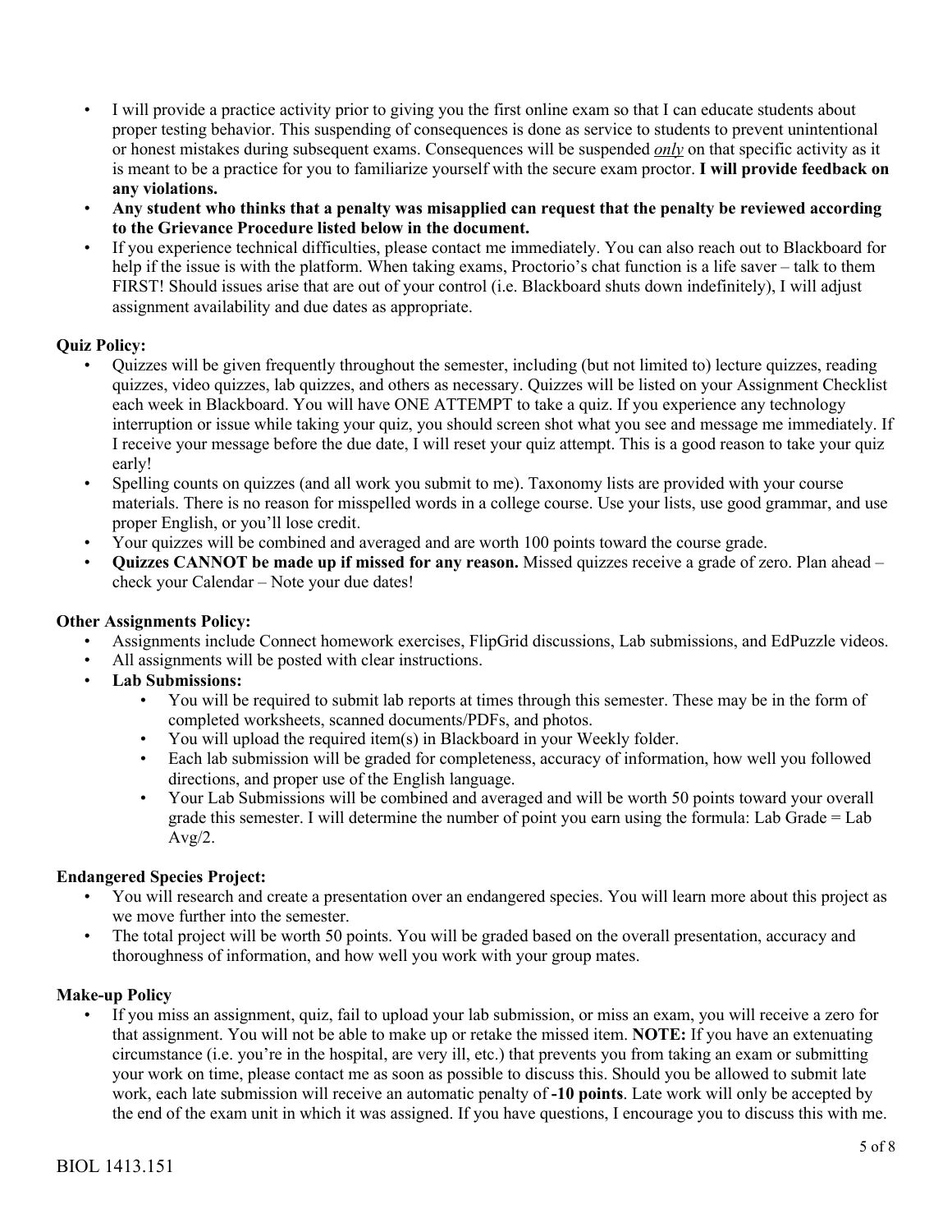- I will provide a practice activity prior to giving you the first online exam so that I can educate students about proper testing behavior. This suspending of consequences is done as service to students to prevent unintentional or honest mistakes during subsequent exams. Consequences will be suspended ***only*** on that specific activity as it is meant to be a practice for you to familiarize yourself with the secure exam proctor. **I will provide feedback on any violations.**
- **Any student who thinks that a penalty was misapplied can request that the penalty be reviewed according to the Grievance Procedure listed below in the document.**
- If you experience technical difficulties, please contact me immediately. You can also reach out to Blackboard for help if the issue is with the platform. When taking exams, Proctorio's chat function is a life saver – talk to them FIRST! Should issues arise that are out of your control (i.e. Blackboard shuts down indefinitely), I will adjust assignment availability and due dates as appropriate.

**Quiz Policy:**

- Quizzes will be given frequently throughout the semester, including (but not limited to) lecture quizzes, reading quizzes, video quizzes, lab quizzes, and others as necessary. Quizzes will be listed on your Assignment Checklist each week in Blackboard. You will have ONE ATTEMPT to take a quiz. If you experience any technology interruption or issue while taking your quiz, you should screen shot what you see and message me immediately. If I receive your message before the due date, I will reset your quiz attempt. This is a good reason to take your quiz early!
- Spelling counts on quizzes (and all work you submit to me). Taxonomy lists are provided with your course materials. There is no reason for misspelled words in a college course. Use your lists, use good grammar, and use proper English, or you'll lose credit.
- Your quizzes will be combined and averaged and are worth 100 points toward the course grade.
- **Quizzes CANNOT be made up if missed for any reason.** Missed quizzes receive a grade of zero. Plan ahead – check your Calendar – Note your due dates!

**Other Assignments Policy:**

- Assignments include Connect homework exercises, FlipGrid discussions, Lab submissions, and EdPuzzle videos.
- All assignments will be posted with clear instructions.
- **Lab Submissions:**
  - You will be required to submit lab reports at times through this semester. These may be in the form of completed worksheets, scanned documents/PDFs, and photos.
  - You will upload the required item(s) in Blackboard in your Weekly folder.
  - Each lab submission will be graded for completeness, accuracy of information, how well you followed directions, and proper use of the English language.
  - Your Lab Submissions will be combined and averaged and will be worth 50 points toward your overall grade this semester. I will determine the number of point you earn using the formula: Lab Grade = Lab Avg/2.

**Endangered Species Project:**

- You will research and create a presentation over an endangered species. You will learn more about this project as we move further into the semester.
- The total project will be worth 50 points. You will be graded based on the overall presentation, accuracy and thoroughness of information, and how well you work with your group mates.

**Make-up Policy**

- If you miss an assignment, quiz, fail to upload your lab submission, or miss an exam, you will receive a zero for that assignment. You will not be able to make up or retake the missed item. **NOTE:** If you have an extenuating circumstance (i.e. you're in the hospital, are very ill, etc.) that prevents you from taking an exam or submitting your work on time, please contact me as soon as possible to discuss this. Should you be allowed to submit late work, each late submission will receive an automatic penalty of **-10 points**. Late work will only be accepted by the end of the exam unit in which it was assigned. If you have questions, I encourage you to discuss this with me.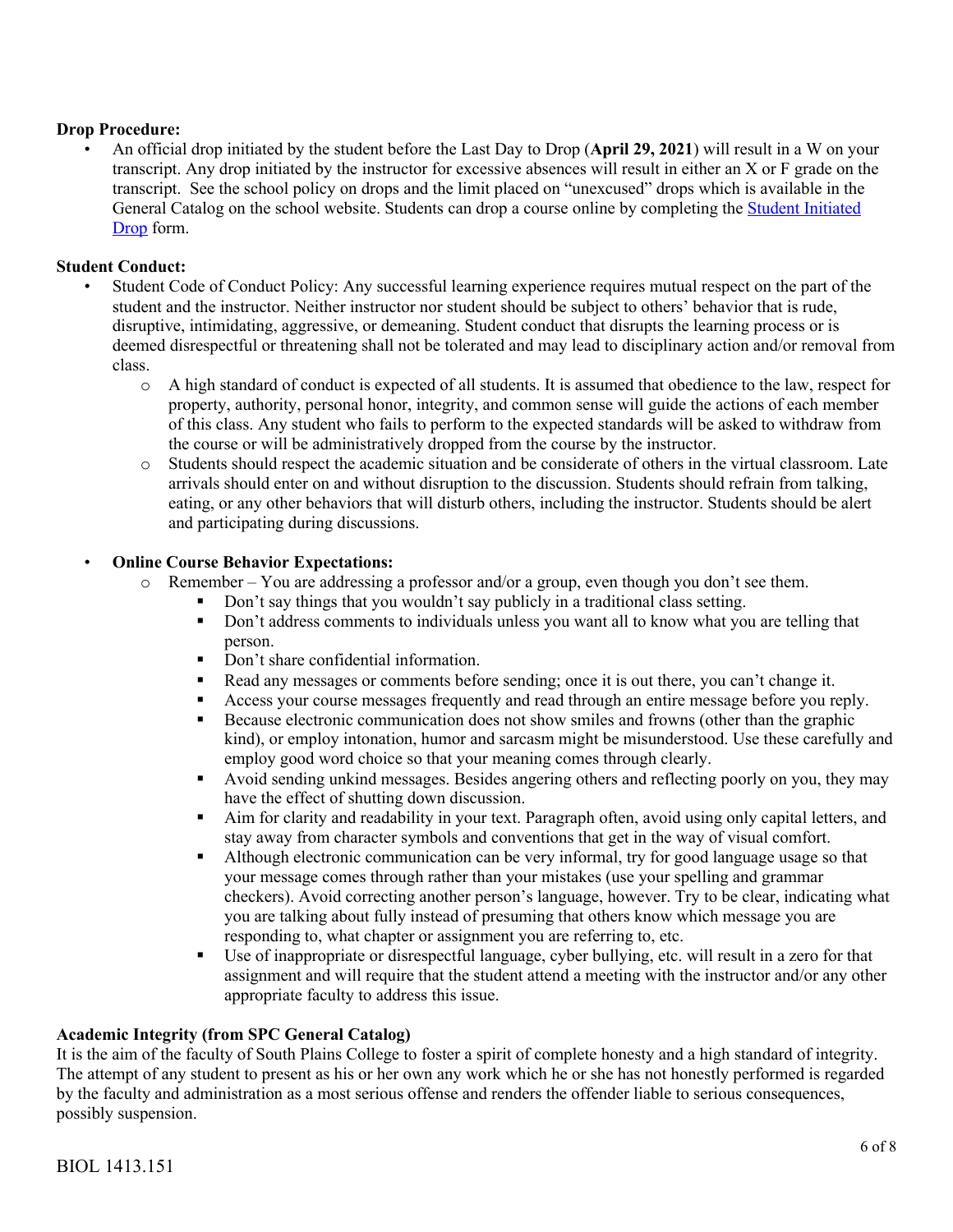**Drop Procedure:**

- An official drop initiated by the student before the Last Day to Drop (**April 29, 2021**) will result in a W on your transcript. Any drop initiated by the instructor for excessive absences will result in either an X or F grade on the transcript. See the school policy on drops and the limit placed on "unexcused" drops which is available in the General Catalog on the school website. Students can drop a course online by completing the [Student Initiated Drop] form.

**Student Conduct:**

- Student Code of Conduct Policy: Any successful learning experience requires mutual respect on the part of the student and the instructor. Neither instructor nor student should be subject to others' behavior that is rude, disruptive, intimidating, aggressive, or demeaning. Student conduct that disrupts the learning process or is deemed disrespectful or threatening shall not be tolerated and may lead to disciplinary action and/or removal from class.
  - A high standard of conduct is expected of all students. It is assumed that obedience to the law, respect for property, authority, personal honor, integrity, and common sense will guide the actions of each member of this class. Any student who fails to perform to the expected standards will be asked to withdraw from the course or will be administratively dropped from the course by the instructor.
  - Students should respect the academic situation and be considerate of others in the virtual classroom. Late arrivals should enter on and without disruption to the discussion. Students should refrain from talking, eating, or any other behaviors that will disturb others, including the instructor. Students should be alert and participating during discussions.

- **Online Course Behavior Expectations:**
  - Remember – You are addressing a professor and/or a group, even though you don't see them.
    - Don't say things that you wouldn't say publicly in a traditional class setting.
    - Don't address comments to individuals unless you want all to know what you are telling that person.
    - Don't share confidential information.
    - Read any messages or comments before sending; once it is out there, you can't change it.
    - Access your course messages frequently and read through an entire message before you reply.
    - Because electronic communication does not show smiles and frowns (other than the graphic kind), or employ intonation, humor and sarcasm might be misunderstood. Use these carefully and employ good word choice so that your meaning comes through clearly.
    - Avoid sending unkind messages. Besides angering others and reflecting poorly on you, they may have the effect of shutting down discussion.
    - Aim for clarity and readability in your text. Paragraph often, avoid using only capital letters, and stay away from character symbols and conventions that get in the way of visual comfort.
    - Although electronic communication can be very informal, try for good language usage so that your message comes through rather than your mistakes (use your spelling and grammar checkers). Avoid correcting another person's language, however. Try to be clear, indicating what you are talking about fully instead of presuming that others know which message you are responding to, what chapter or assignment you are referring to, etc.
    - Use of inappropriate or disrespectful language, cyber bullying, etc. will result in a zero for that assignment and will require that the student attend a meeting with the instructor and/or any other appropriate faculty to address this issue.

**Academic Integrity (from SPC General Catalog)**

It is the aim of the faculty of South Plains College to foster a spirit of complete honesty and a high standard of integrity. The attempt of any student to present as his or her own any work which he or she has not honestly performed is regarded by the faculty and administration as a most serious offense and renders the offender liable to serious consequences, possibly suspension.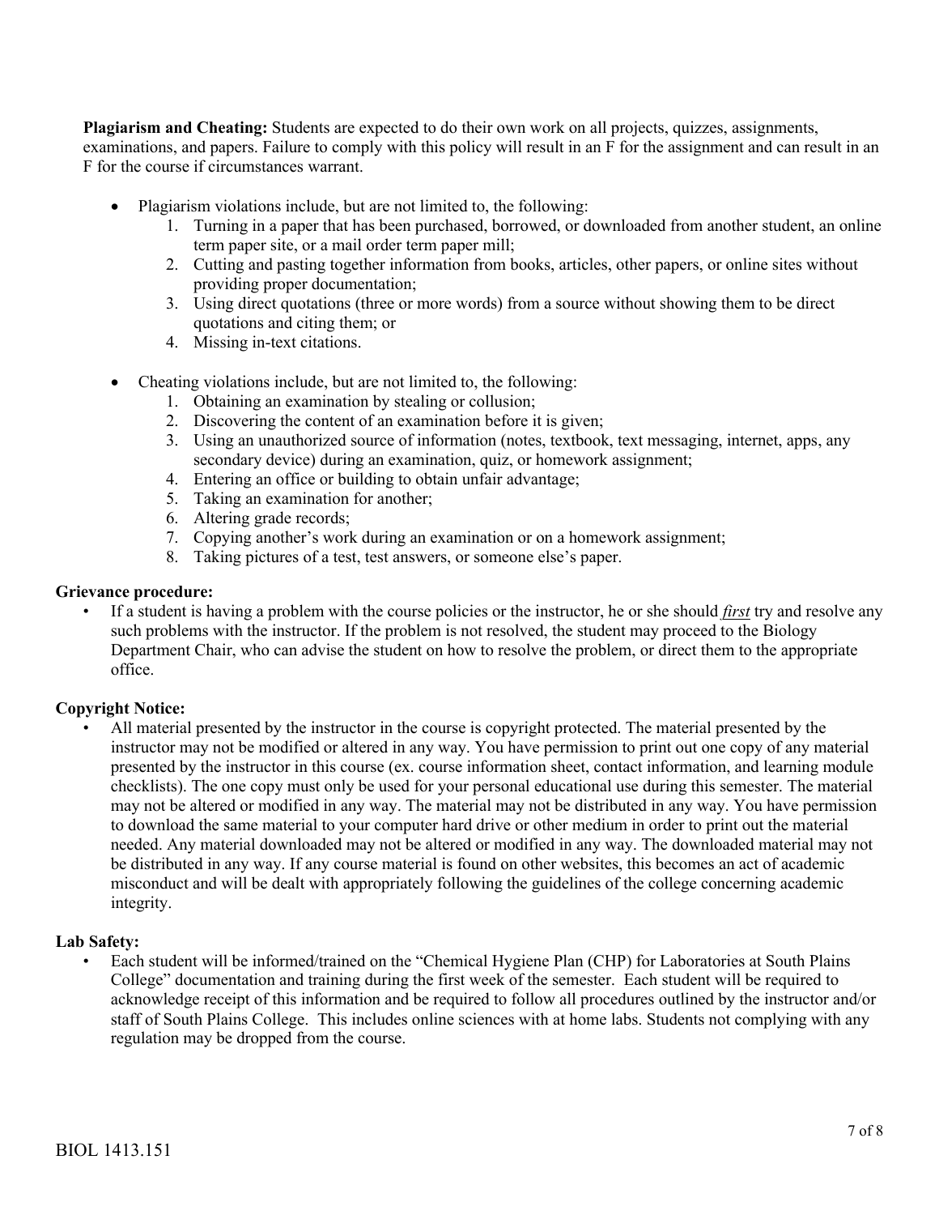**Plagiarism and Cheating:** Students are expected to do their own work on all projects, quizzes, assignments, examinations, and papers. Failure to comply with this policy will result in an F for the assignment and can result in an F for the course if circumstances warrant.

- Plagiarism violations include, but are not limited to, the following:
    1. Turning in a paper that has been purchased, borrowed, or downloaded from another student, an online term paper site, or a mail order term paper mill;
    2. Cutting and pasting together information from books, articles, other papers, or online sites without providing proper documentation;
    3. Using direct quotations (three or more words) from a source without showing them to be direct quotations and citing them; or
    4. Missing in-text citations.

- Cheating violations include, but are not limited to, the following:
    1. Obtaining an examination by stealing or collusion;
    2. Discovering the content of an examination before it is given;
    3. Using an unauthorized source of information (notes, textbook, text messaging, internet, apps, any secondary device) during an examination, quiz, or homework assignment;
    4. Entering an office or building to obtain unfair advantage;
    5. Taking an examination for another;
    6. Altering grade records;
    7. Copying another's work during an examination or on a homework assignment;
    8. Taking pictures of a test, test answers, or someone else's paper.

**Grievance procedure:**

- If a student is having a problem with the course policies or the instructor, he or she should ***first*** try and resolve any such problems with the instructor. If the problem is not resolved, the student may proceed to the Biology Department Chair, who can advise the student on how to resolve the problem, or direct them to the appropriate office.

**Copyright Notice:**

- All material presented by the instructor in the course is copyright protected. The material presented by the instructor may not be modified or altered in any way. You have permission to print out one copy of any material presented by the instructor in this course (ex. course information sheet, contact information, and learning module checklists). The one copy must only be used for your personal educational use during this semester. The material may not be altered or modified in any way. The material may not be distributed in any way. You have permission to download the same material to your computer hard drive or other medium in order to print out the material needed. Any material downloaded may not be altered or modified in any way. The downloaded material may not be distributed in any way. If any course material is found on other websites, this becomes an act of academic misconduct and will be dealt with appropriately following the guidelines of the college concerning academic integrity.

**Lab Safety:**

- Each student will be informed/trained on the "Chemical Hygiene Plan (CHP) for Laboratories at South Plains College" documentation and training during the first week of the semester. Each student will be required to acknowledge receipt of this information and be required to follow all procedures outlined by the instructor and/or staff of South Plains College. This includes online sciences with at home labs. Students not complying with any regulation may be dropped from the course.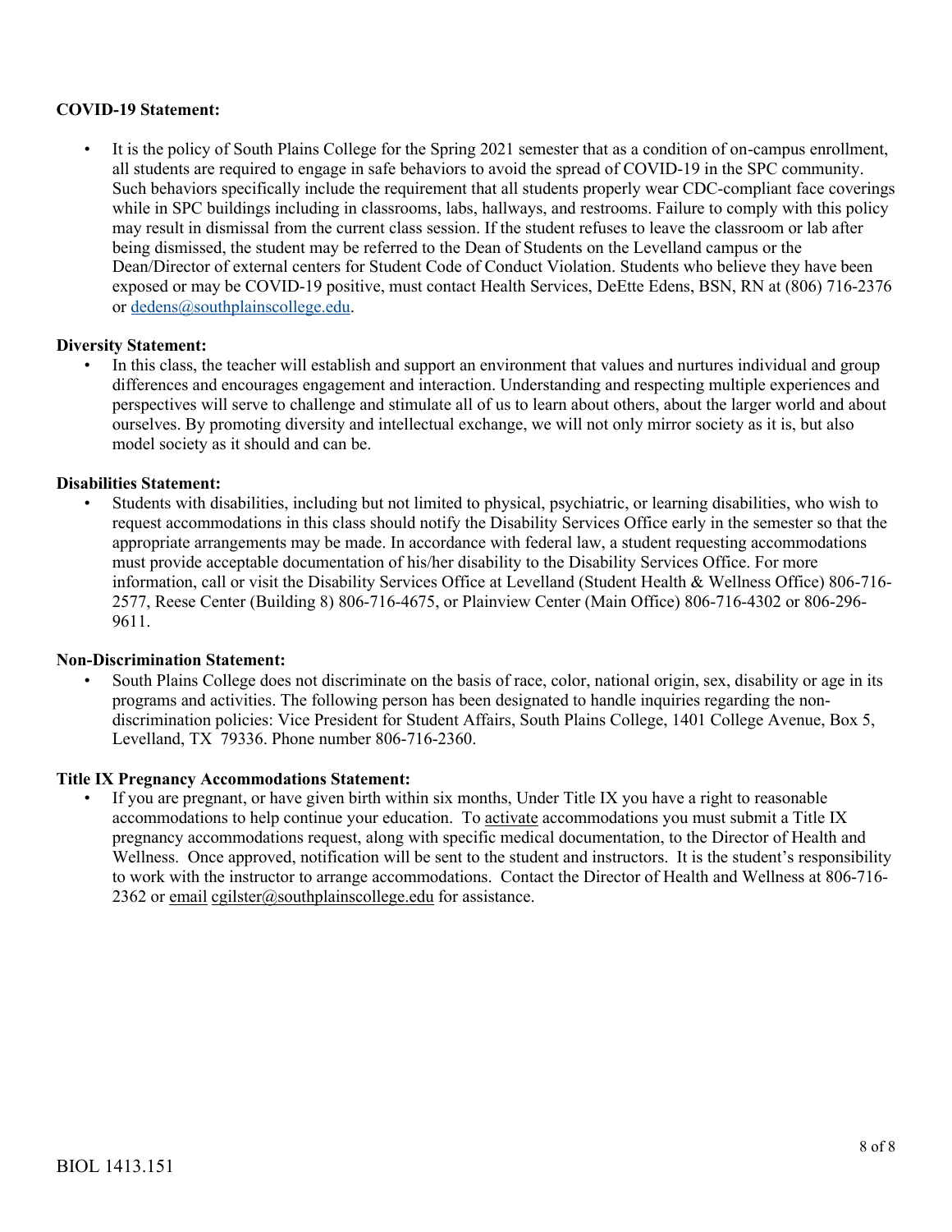**COVID-19 Statement:**

- It is the policy of South Plains College for the Spring 2021 semester that as a condition of on-campus enrollment, all students are required to engage in safe behaviors to avoid the spread of COVID-19 in the SPC community. Such behaviors specifically include the requirement that all students properly wear CDC-compliant face coverings while in SPC buildings including in classrooms, labs, hallways, and restrooms. Failure to comply with this policy may result in dismissal from the current class session. If the student refuses to leave the classroom or lab after being dismissed, the student may be referred to the Dean of Students on the Levelland campus or the Dean/Director of external centers for Student Code of Conduct Violation. Students who believe they have been exposed or may be COVID-19 positive, must contact Health Services, DeEtte Edens, BSN, RN at (806) 716-2376 or dedens@southplainscollege.edu.

**Diversity Statement:**

- In this class, the teacher will establish and support an environment that values and nurtures individual and group differences and encourages engagement and interaction. Understanding and respecting multiple experiences and perspectives will serve to challenge and stimulate all of us to learn about others, about the larger world and about ourselves. By promoting diversity and intellectual exchange, we will not only mirror society as it is, but also model society as it should and can be.

**Disabilities Statement:**

- Students with disabilities, including but not limited to physical, psychiatric, or learning disabilities, who wish to request accommodations in this class should notify the Disability Services Office early in the semester so that the appropriate arrangements may be made. In accordance with federal law, a student requesting accommodations must provide acceptable documentation of his/her disability to the Disability Services Office. For more information, call or visit the Disability Services Office at Levelland (Student Health & Wellness Office) 806-716-2577, Reese Center (Building 8) 806-716-4675, or Plainview Center (Main Office) 806-716-4302 or 806-296-9611.

**Non-Discrimination Statement:**

- South Plains College does not discriminate on the basis of race, color, national origin, sex, disability or age in its programs and activities. The following person has been designated to handle inquiries regarding the non-discrimination policies: Vice President for Student Affairs, South Plains College, 1401 College Avenue, Box 5, Levelland, TX 79336. Phone number 806-716-2360.

**Title IX Pregnancy Accommodations Statement:**

- If you are pregnant, or have given birth within six months, Under Title IX you have a right to reasonable accommodations to help continue your education. To activate accommodations you must submit a Title IX pregnancy accommodations request, along with specific medical documentation, to the Director of Health and Wellness. Once approved, notification will be sent to the student and instructors. It is the student's responsibility to work with the instructor to arrange accommodations. Contact the Director of Health and Wellness at 806-716-2362 or email cgilster@southplainscollege.edu for assistance.